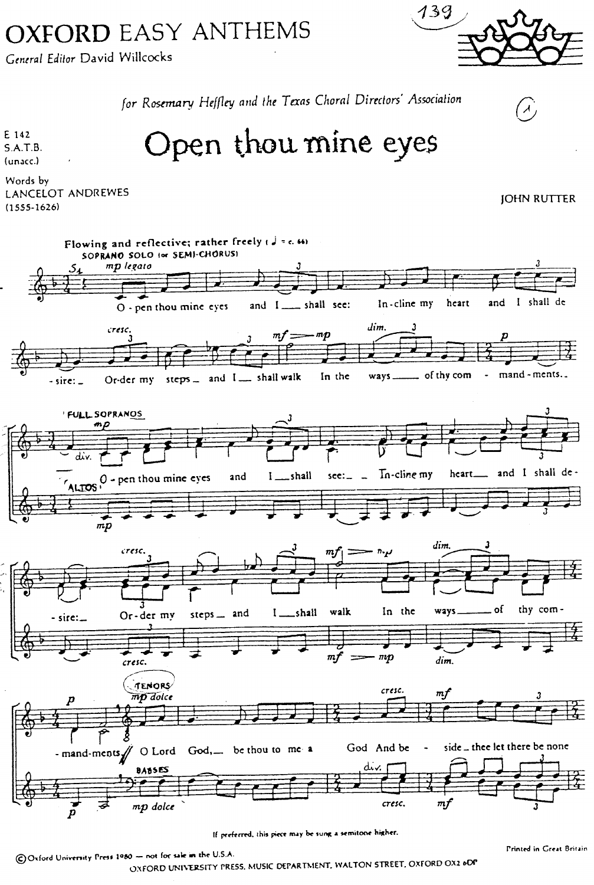# OXFORD EASY ANTHEMS

*General Editor* David Willcocks

*for Rosemary Heffley and the Texas Choral Directors' Association*

E 142
S.A.T.B.
(unacc.)

# Open thou mine eyes

Words by
LANCELOT ANDREWES
(1555-1626)

JOHN RUTTER

Flowing and reflective; rather freely (♩ = c. 66)

SOPRANO SOLO (or SEMI-CHORUS)

O-pen thou mine eyes and I shall see: In-cline my heart and I shall de-sire: Or-der my steps and I shall walk In the ways of thy com-mand-ments.

FULL SOPRANOS / ALTOS

O-pen thou mine eyes and I shall see: In-cline my heart and I shall de-sire: Or-der my steps and I shall walk In the ways of thy com-mand-ments.

TENORS / BASSES

O Lord God, be thou to me a God And be-side thee let there be none

If preferred, this piece may be sung a semitone higher.

© Oxford University Press 1980 — not for sale in the U.S.A.

Printed in Great Britain

OXFORD UNIVERSITY PRESS, MUSIC DEPARTMENT, WALTON STREET, OXFORD OX2 6DP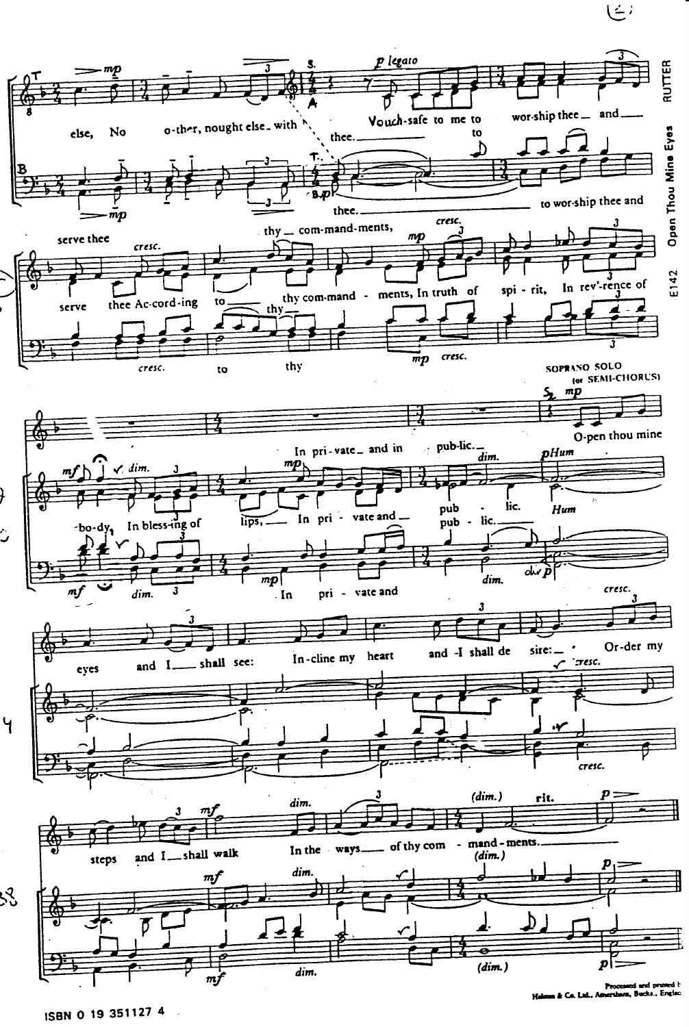Processed and printed by Halstan & Co. Ltd., Amersham, Bucks., England

ISBN 0 19 351127 4